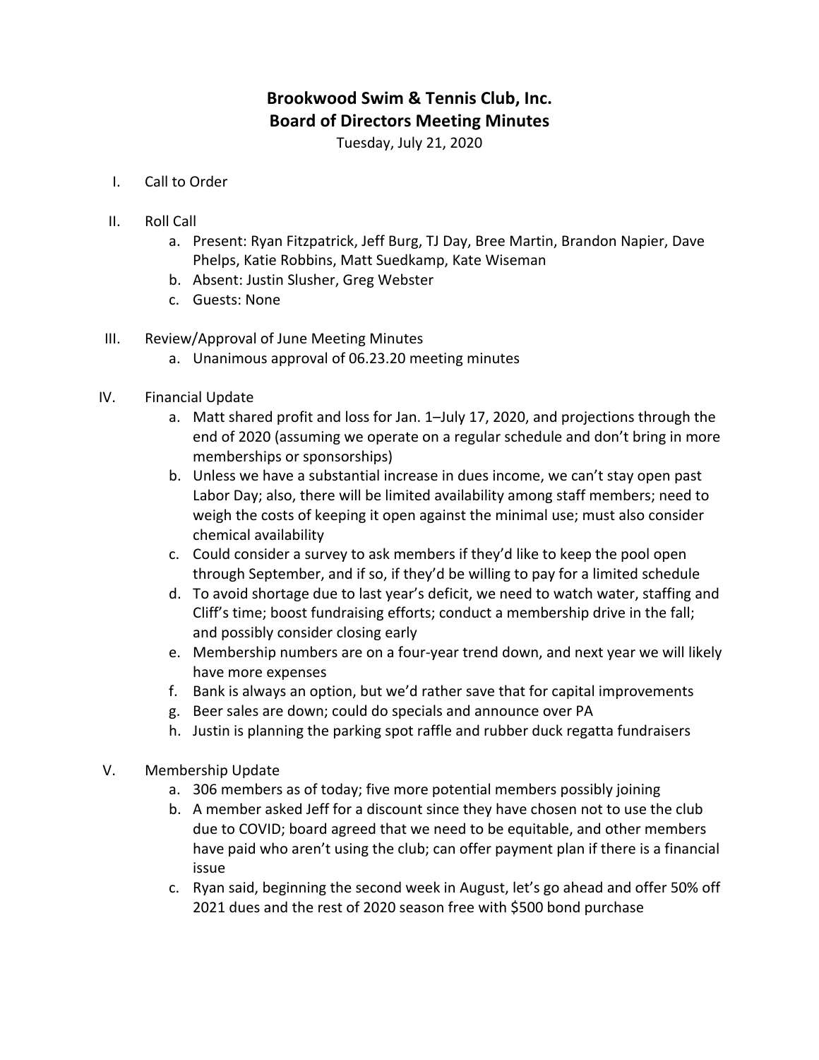# Brookwood Swim & Tennis Club, Inc.
# Board of Directors Meeting Minutes

Tuesday, July 21, 2020

I. Call to Order

II. Roll Call
   a. Present: Ryan Fitzpatrick, Jeff Burg, TJ Day, Bree Martin, Brandon Napier, Dave Phelps, Katie Robbins, Matt Suedkamp, Kate Wiseman
   b. Absent: Justin Slusher, Greg Webster
   c. Guests: None

III. Review/Approval of June Meeting Minutes
   a. Unanimous approval of 06.23.20 meeting minutes

IV. Financial Update
   a. Matt shared profit and loss for Jan. 1–July 17, 2020, and projections through the end of 2020 (assuming we operate on a regular schedule and don't bring in more memberships or sponsorships)
   b. Unless we have a substantial increase in dues income, we can't stay open past Labor Day; also, there will be limited availability among staff members; need to weigh the costs of keeping it open against the minimal use; must also consider chemical availability
   c. Could consider a survey to ask members if they'd like to keep the pool open through September, and if so, if they'd be willing to pay for a limited schedule
   d. To avoid shortage due to last year's deficit, we need to watch water, staffing and Cliff's time; boost fundraising efforts; conduct a membership drive in the fall; and possibly consider closing early
   e. Membership numbers are on a four-year trend down, and next year we will likely have more expenses
   f. Bank is always an option, but we'd rather save that for capital improvements
   g. Beer sales are down; could do specials and announce over PA
   h. Justin is planning the parking spot raffle and rubber duck regatta fundraisers

V. Membership Update
   a. 306 members as of today; five more potential members possibly joining
   b. A member asked Jeff for a discount since they have chosen not to use the club due to COVID; board agreed that we need to be equitable, and other members have paid who aren't using the club; can offer payment plan if there is a financial issue
   c. Ryan said, beginning the second week in August, let's go ahead and offer 50% off 2021 dues and the rest of 2020 season free with $500 bond purchase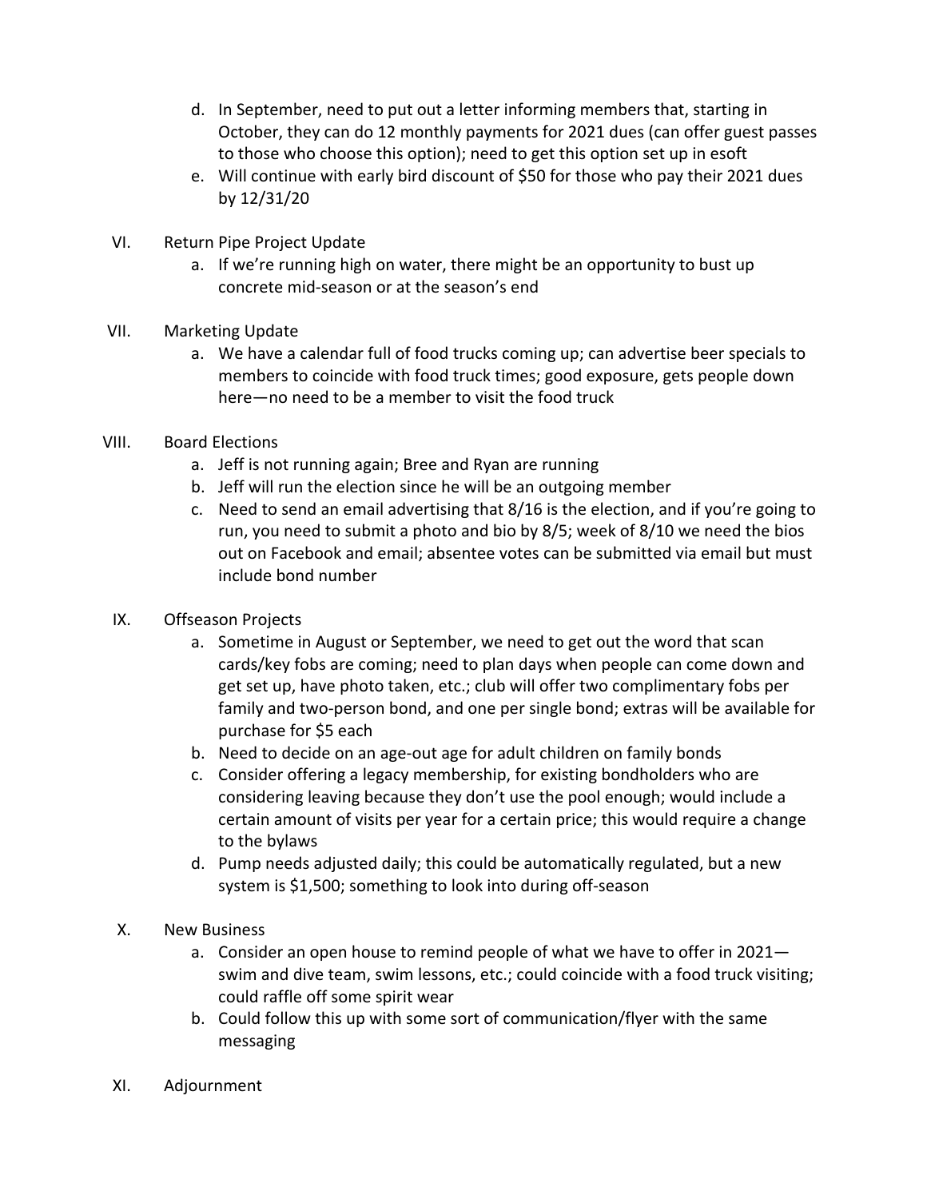d. In September, need to put out a letter informing members that, starting in October, they can do 12 monthly payments for 2021 dues (can offer guest passes to those who choose this option); need to get this option set up in esoft
   e. Will continue with early bird discount of $50 for those who pay their 2021 dues by 12/31/20

VI. Return Pipe Project Update
   a. If we're running high on water, there might be an opportunity to bust up concrete mid-season or at the season's end

VII. Marketing Update
   a. We have a calendar full of food trucks coming up; can advertise beer specials to members to coincide with food truck times; good exposure, gets people down here—no need to be a member to visit the food truck

VIII. Board Elections
   a. Jeff is not running again; Bree and Ryan are running
   b. Jeff will run the election since he will be an outgoing member
   c. Need to send an email advertising that 8/16 is the election, and if you're going to run, you need to submit a photo and bio by 8/5; week of 8/10 we need the bios out on Facebook and email; absentee votes can be submitted via email but must include bond number

IX. Offseason Projects
   a. Sometime in August or September, we need to get out the word that scan cards/key fobs are coming; need to plan days when people can come down and get set up, have photo taken, etc.; club will offer two complimentary fobs per family and two-person bond, and one per single bond; extras will be available for purchase for $5 each
   b. Need to decide on an age-out age for adult children on family bonds
   c. Consider offering a legacy membership, for existing bondholders who are considering leaving because they don't use the pool enough; would include a certain amount of visits per year for a certain price; this would require a change to the bylaws
   d. Pump needs adjusted daily; this could be automatically regulated, but a new system is $1,500; something to look into during off-season

X. New Business
   a. Consider an open house to remind people of what we have to offer in 2021—swim and dive team, swim lessons, etc.; could coincide with a food truck visiting; could raffle off some spirit wear
   b. Could follow this up with some sort of communication/flyer with the same messaging

XI. Adjournment